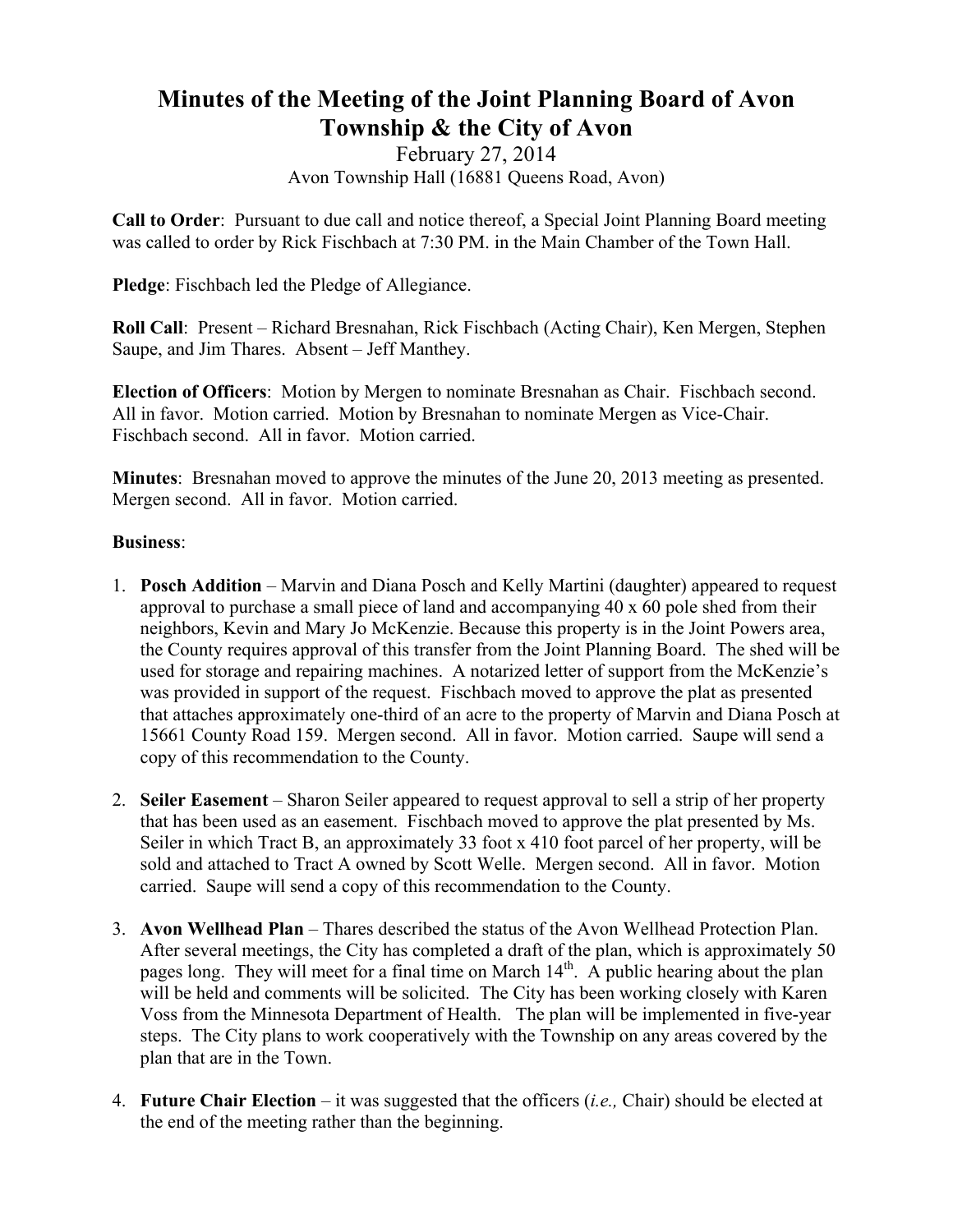# Minutes of the Meeting of the Joint Planning Board of Avon Township & the City of Avon

February 27, 2014

Avon Township Hall (16881 Queens Road, Avon)

**Call to Order**: Pursuant to due call and notice thereof, a Special Joint Planning Board meeting was called to order by Rick Fischbach at 7:30 PM. in the Main Chamber of the Town Hall.

**Pledge**: Fischbach led the Pledge of Allegiance.

**Roll Call**: Present – Richard Bresnahan, Rick Fischbach (Acting Chair), Ken Mergen, Stephen Saupe, and Jim Thares. Absent – Jeff Manthey.

**Election of Officers**: Motion by Mergen to nominate Bresnahan as Chair. Fischbach second. All in favor. Motion carried. Motion by Bresnahan to nominate Mergen as Vice-Chair. Fischbach second. All in favor. Motion carried.

**Minutes**: Bresnahan moved to approve the minutes of the June 20, 2013 meeting as presented. Mergen second. All in favor. Motion carried.

**Business**:

1. **Posch Addition** – Marvin and Diana Posch and Kelly Martini (daughter) appeared to request approval to purchase a small piece of land and accompanying 40 x 60 pole shed from their neighbors, Kevin and Mary Jo McKenzie. Because this property is in the Joint Powers area, the County requires approval of this transfer from the Joint Planning Board. The shed will be used for storage and repairing machines. A notarized letter of support from the McKenzie's was provided in support of the request. Fischbach moved to approve the plat as presented that attaches approximately one-third of an acre to the property of Marvin and Diana Posch at 15661 County Road 159. Mergen second. All in favor. Motion carried. Saupe will send a copy of this recommendation to the County.

2. **Seiler Easement** – Sharon Seiler appeared to request approval to sell a strip of her property that has been used as an easement. Fischbach moved to approve the plat presented by Ms. Seiler in which Tract B, an approximately 33 foot x 410 foot parcel of her property, will be sold and attached to Tract A owned by Scott Welle. Mergen second. All in favor. Motion carried. Saupe will send a copy of this recommendation to the County.

3. **Avon Wellhead Plan** – Thares described the status of the Avon Wellhead Protection Plan. After several meetings, the City has completed a draft of the plan, which is approximately 50 pages long. They will meet for a final time on March 14th. A public hearing about the plan will be held and comments will be solicited. The City has been working closely with Karen Voss from the Minnesota Department of Health. The plan will be implemented in five-year steps. The City plans to work cooperatively with the Township on any areas covered by the plan that are in the Town.

4. **Future Chair Election** – it was suggested that the officers (*i.e.,* Chair) should be elected at the end of the meeting rather than the beginning.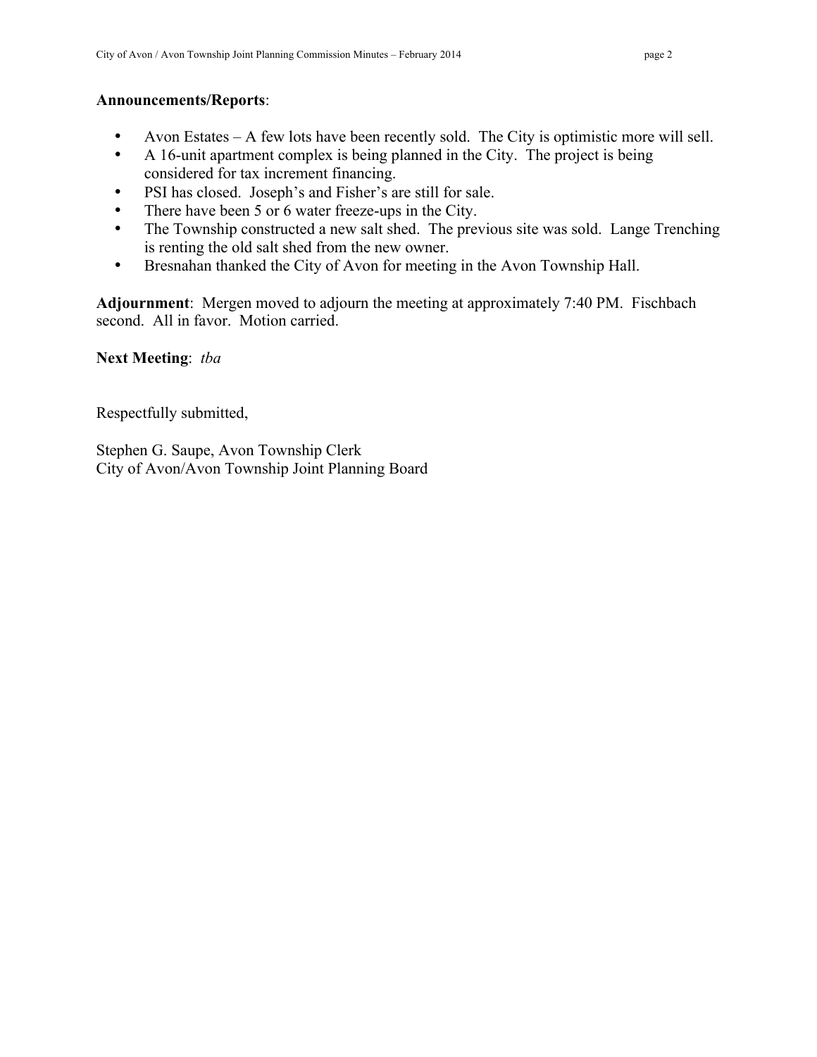**Announcements/Reports**:

- Avon Estates – A few lots have been recently sold. The City is optimistic more will sell.
- A 16-unit apartment complex is being planned in the City. The project is being considered for tax increment financing.
- PSI has closed. Joseph's and Fisher's are still for sale.
- There have been 5 or 6 water freeze-ups in the City.
- The Township constructed a new salt shed. The previous site was sold. Lange Trenching is renting the old salt shed from the new owner.
- Bresnahan thanked the City of Avon for meeting in the Avon Township Hall.

**Adjournment**: Mergen moved to adjourn the meeting at approximately 7:40 PM. Fischbach second. All in favor. Motion carried.

**Next Meeting**: *tba*

Respectfully submitted,

Stephen G. Saupe, Avon Township Clerk
City of Avon/Avon Township Joint Planning Board